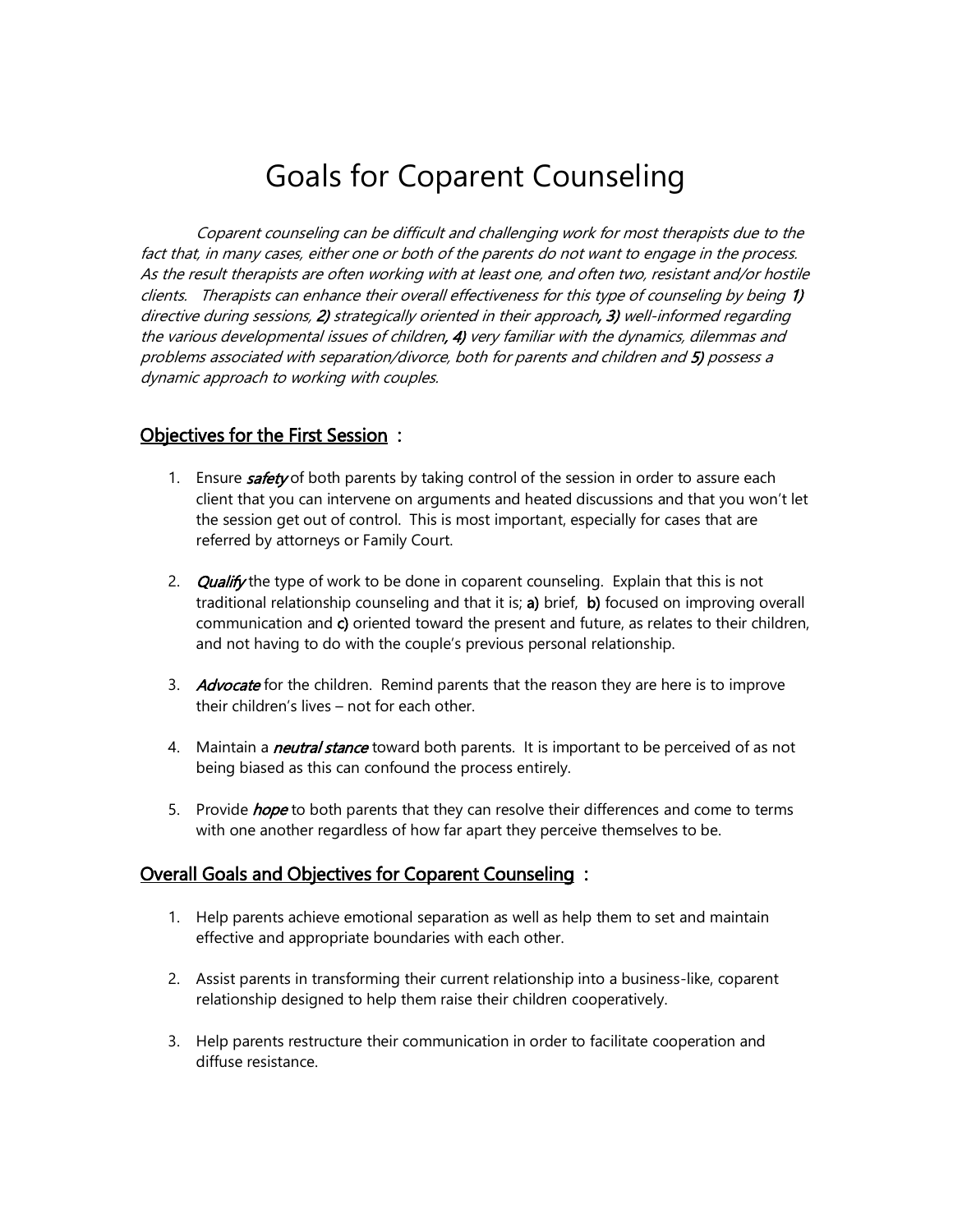# Goals for Coparent Counseling

*Coparent counseling can be difficult and challenging work for most therapists due to the fact that, in many cases, either one or both of the parents do not want to engage in the process. As the result therapists are often working with at least one, and often two, resistant and/or hostile clients. Therapists can enhance their overall effectiveness for this type of counseling by being **1)** directive during sessions, **2)** strategically oriented in their approach**, 3)** well-informed regarding the various developmental issues of children**, 4)** very familiar with the dynamics, dilemmas and problems associated with separation/divorce, both for parents and children and **5)** possess a dynamic approach to working with couples.*

## Objectives for the First Session :

1. Ensure ***safety*** of both parents by taking control of the session in order to assure each client that you can intervene on arguments and heated discussions and that you won't let the session get out of control. This is most important, especially for cases that are referred by attorneys or Family Court.

2. ***Qualify*** the type of work to be done in coparent counseling. Explain that this is not traditional relationship counseling and that it is; **a)** brief, **b)** focused on improving overall communication and **c)** oriented toward the present and future, as relates to their children, and not having to do with the couple's previous personal relationship.

3. ***Advocate*** for the children. Remind parents that the reason they are here is to improve their children's lives – not for each other.

4. Maintain a ***neutral stance*** toward both parents. It is important to be perceived of as not being biased as this can confound the process entirely.

5. Provide ***hope*** to both parents that they can resolve their differences and come to terms with one another regardless of how far apart they perceive themselves to be.

## Overall Goals and Objectives for Coparent Counseling :

1. Help parents achieve emotional separation as well as help them to set and maintain effective and appropriate boundaries with each other.

2. Assist parents in transforming their current relationship into a business-like, coparent relationship designed to help them raise their children cooperatively.

3. Help parents restructure their communication in order to facilitate cooperation and diffuse resistance.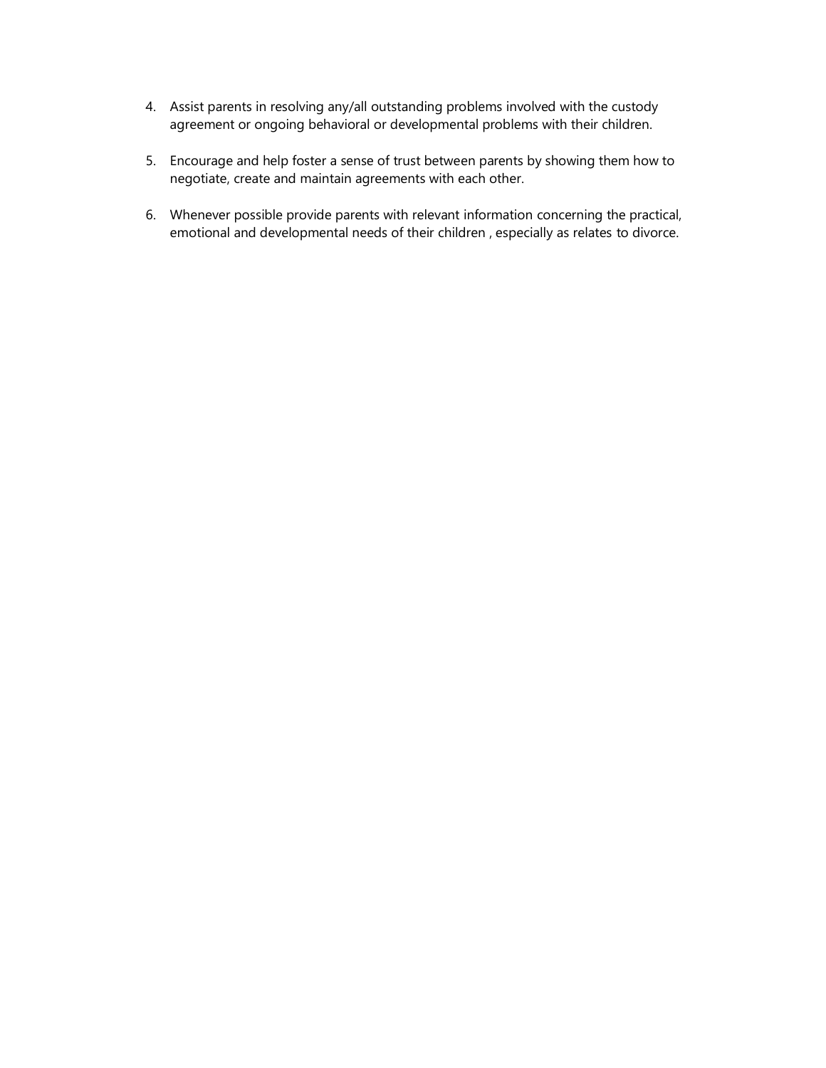4. Assist parents in resolving any/all outstanding problems involved with the custody agreement or ongoing behavioral or developmental problems with their children.

5. Encourage and help foster a sense of trust between parents by showing them how to negotiate, create and maintain agreements with each other.

6. Whenever possible provide parents with relevant information concerning the practical, emotional and developmental needs of their children , especially as relates to divorce.